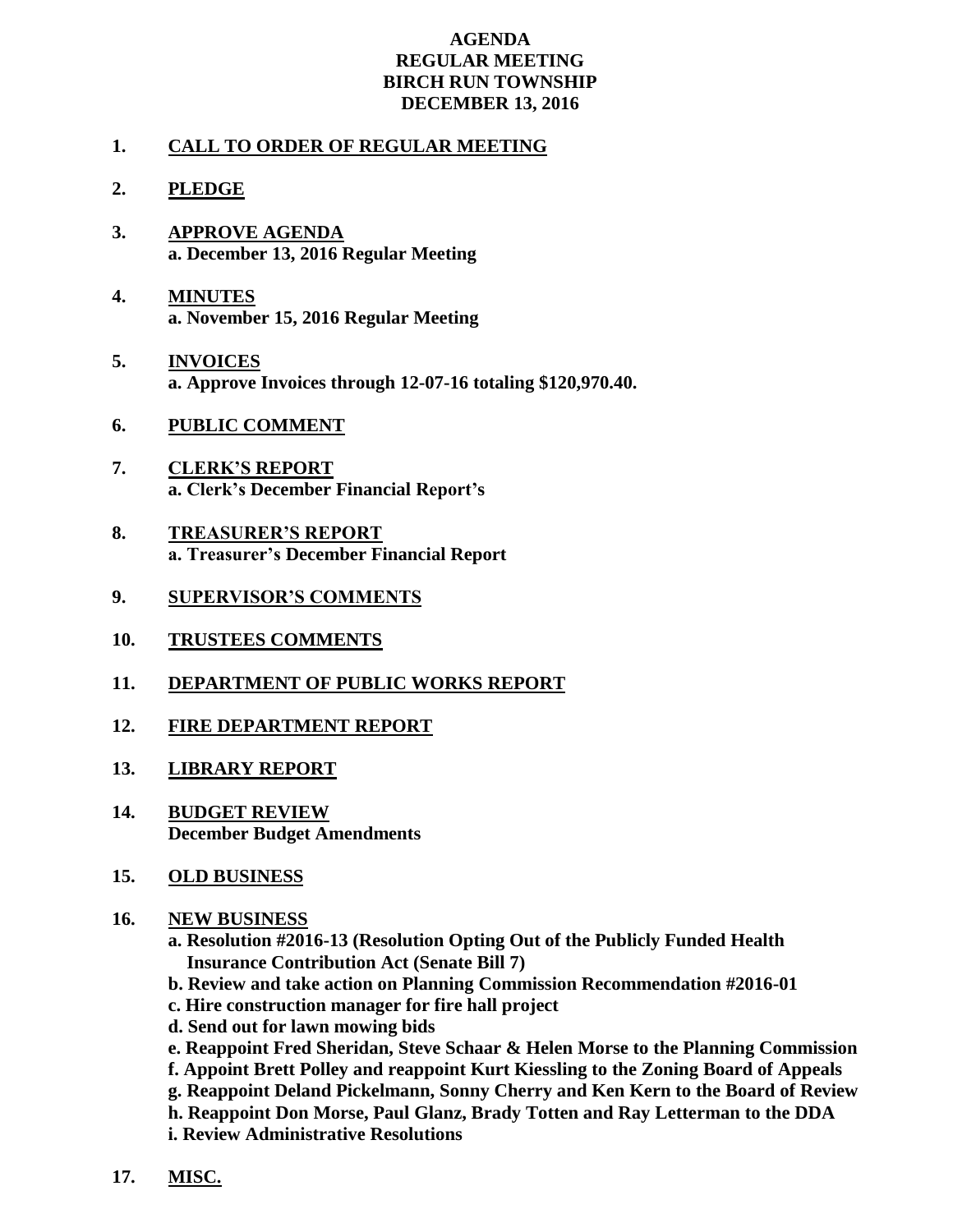# AGENDA
## REGULAR MEETING
## BIRCH RUN TOWNSHIP
## DECEMBER 13, 2016

1. **CALL TO ORDER OF REGULAR MEETING**

2. **PLEDGE**

3. **APPROVE AGENDA**
   **a. December 13, 2016 Regular Meeting**

4. **MINUTES**
   **a. November 15, 2016 Regular Meeting**

5. **INVOICES**
   **a. Approve Invoices through 12-07-16 totaling $120,970.40.**

6. **PUBLIC COMMENT**

7. **CLERK'S REPORT**
   **a. Clerk's December Financial Report's**

8. **TREASURER'S REPORT**
   **a. Treasurer's December Financial Report**

9. **SUPERVISOR'S COMMENTS**

10. **TRUSTEES COMMENTS**

11. **DEPARTMENT OF PUBLIC WORKS REPORT**

12. **FIRE DEPARTMENT REPORT**

13. **LIBRARY REPORT**

14. **BUDGET REVIEW**
    **December Budget Amendments**

15. **OLD BUSINESS**

16. **NEW BUSINESS**
    **a. Resolution #2016-13 (Resolution Opting Out of the Publicly Funded Health Insurance Contribution Act (Senate Bill 7)**
    **b. Review and take action on Planning Commission Recommendation #2016-01**
    **c. Hire construction manager for fire hall project**
    **d. Send out for lawn mowing bids**
    **e. Reappoint Fred Sheridan, Steve Schaar & Helen Morse to the Planning Commission**
    **f. Appoint Brett Polley and reappoint Kurt Kiessling to the Zoning Board of Appeals**
    **g. Reappoint Deland Pickelmann, Sonny Cherry and Ken Kern to the Board of Review**
    **h. Reappoint Don Morse, Paul Glanz, Brady Totten and Ray Letterman to the DDA**
    **i. Review Administrative Resolutions**

17. **MISC.**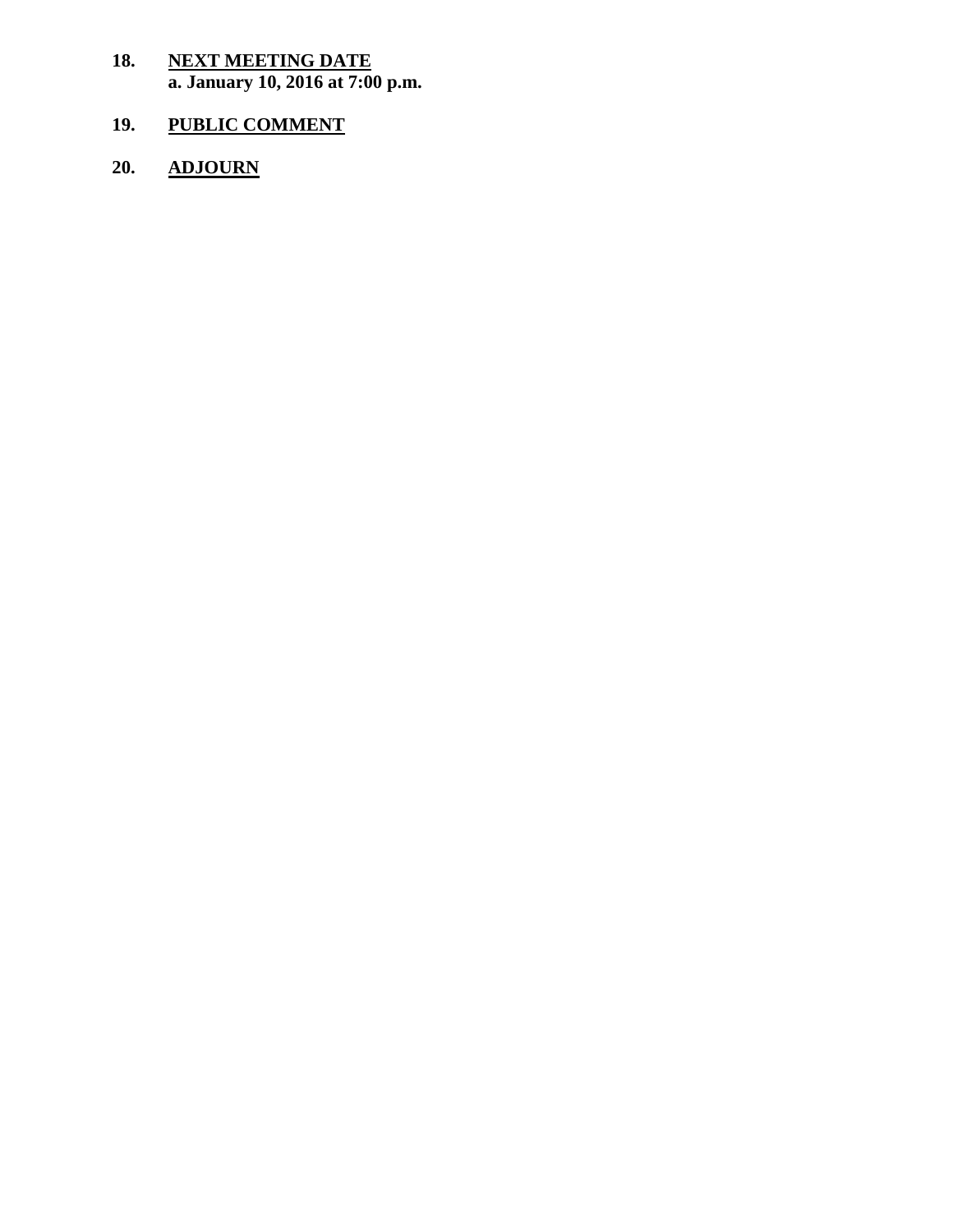**18.** **<u>NEXT MEETING DATE</u>**
**a. January 10, 2016 at 7:00 p.m.**

**19.** **<u>PUBLIC COMMENT</u>**

**20.** **<u>ADJOURN</u>**